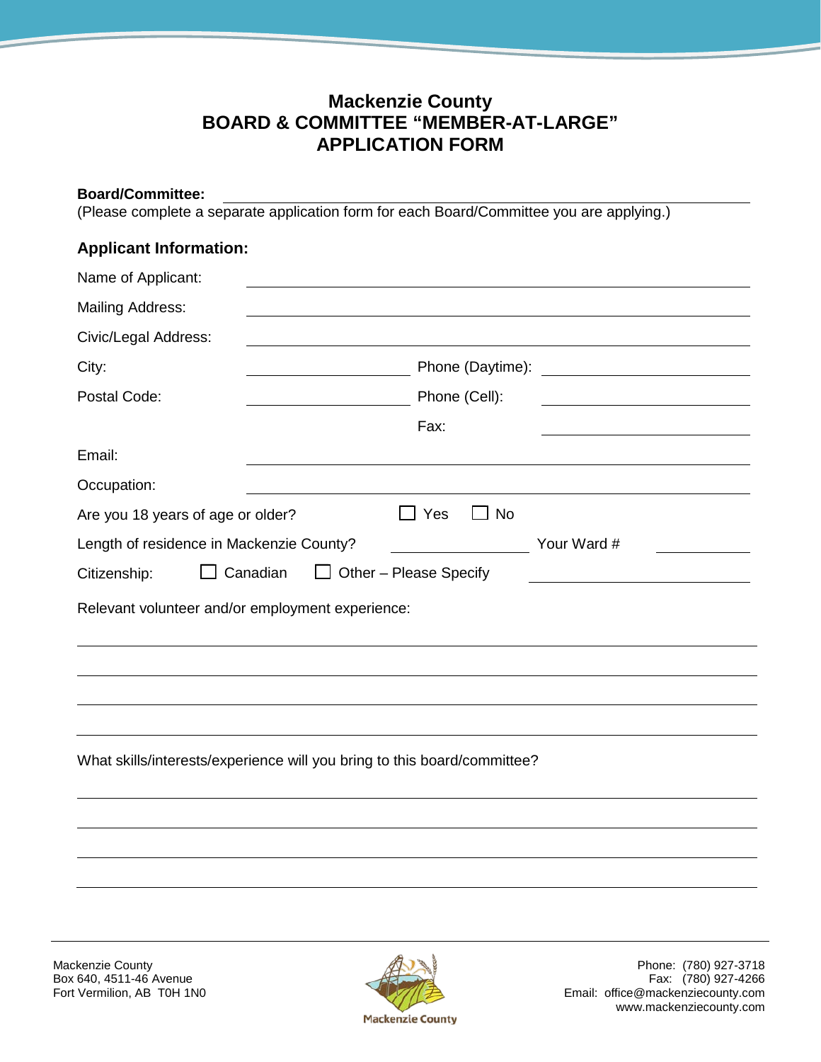# Mackenzie County
# BOARD & COMMITTEE "MEMBER-AT-LARGE" APPLICATION FORM

**Board/Committee:** \_\_\_\_\_\_\_\_\_\_\_\_\_\_\_\_\_\_\_\_\_\_\_\_\_\_\_\_\_\_\_\_\_\_\_\_\_\_\_\_

(Please complete a separate application form for each Board/Committee you are applying.)

## Applicant Information:

Name of Applicant: \_\_\_\_\_\_\_\_\_\_\_\_\_\_\_\_\_\_\_\_\_\_\_\_\_\_\_\_\_\_\_\_\_\_\_\_\_\_\_\_

Mailing Address: \_\_\_\_\_\_\_\_\_\_\_\_\_\_\_\_\_\_\_\_\_\_\_\_\_\_\_\_\_\_\_\_\_\_\_\_\_\_\_\_

Civic/Legal Address: \_\_\_\_\_\_\_\_\_\_\_\_\_\_\_\_\_\_\_\_\_\_\_\_\_\_\_\_\_\_\_\_\_\_\_\_\_\_\_\_

City: \_\_\_\_\_\_\_\_\_\_\_\_\_\_\_\_ Phone (Daytime): \_\_\_\_\_\_\_\_\_\_\_\_\_\_\_\_

Postal Code: \_\_\_\_\_\_\_\_\_\_\_\_\_\_\_\_ Phone (Cell): \_\_\_\_\_\_\_\_\_\_\_\_\_\_\_\_

Fax: \_\_\_\_\_\_\_\_\_\_\_\_\_\_\_\_

Email: \_\_\_\_\_\_\_\_\_\_\_\_\_\_\_\_\_\_\_\_\_\_\_\_\_\_\_\_\_\_\_\_\_\_\_\_\_\_\_\_

Occupation: \_\_\_\_\_\_\_\_\_\_\_\_\_\_\_\_\_\_\_\_\_\_\_\_\_\_\_\_\_\_\_\_\_\_\_\_\_\_\_\_

Are you 18 years of age or older? ☐ Yes ☐ No

Length of residence in Mackenzie County? \_\_\_\_\_\_\_\_\_\_\_\_ Your Ward # \_\_\_\_\_\_\_\_

Citizenship: ☐ Canadian ☐ Other – Please Specify \_\_\_\_\_\_\_\_\_\_\_\_\_\_\_\_

Relevant volunteer and/or employment experience:

\_\_\_\_\_\_\_\_\_\_\_\_\_\_\_\_\_\_\_\_\_\_\_\_\_\_\_\_\_\_\_\_\_\_\_\_\_\_\_\_\_\_\_\_\_\_\_\_\_\_\_\_\_\_\_\_

\_\_\_\_\_\_\_\_\_\_\_\_\_\_\_\_\_\_\_\_\_\_\_\_\_\_\_\_\_\_\_\_\_\_\_\_\_\_\_\_\_\_\_\_\_\_\_\_\_\_\_\_\_\_\_\_

\_\_\_\_\_\_\_\_\_\_\_\_\_\_\_\_\_\_\_\_\_\_\_\_\_\_\_\_\_\_\_\_\_\_\_\_\_\_\_\_\_\_\_\_\_\_\_\_\_\_\_\_\_\_\_\_

\_\_\_\_\_\_\_\_\_\_\_\_\_\_\_\_\_\_\_\_\_\_\_\_\_\_\_\_\_\_\_\_\_\_\_\_\_\_\_\_\_\_\_\_\_\_\_\_\_\_\_\_\_\_\_\_

What skills/interests/experience will you bring to this board/committee?

\_\_\_\_\_\_\_\_\_\_\_\_\_\_\_\_\_\_\_\_\_\_\_\_\_\_\_\_\_\_\_\_\_\_\_\_\_\_\_\_\_\_\_\_\_\_\_\_\_\_\_\_\_\_\_\_

\_\_\_\_\_\_\_\_\_\_\_\_\_\_\_\_\_\_\_\_\_\_\_\_\_\_\_\_\_\_\_\_\_\_\_\_\_\_\_\_\_\_\_\_\_\_\_\_\_\_\_\_\_\_\_\_

\_\_\_\_\_\_\_\_\_\_\_\_\_\_\_\_\_\_\_\_\_\_\_\_\_\_\_\_\_\_\_\_\_\_\_\_\_\_\_\_\_\_\_\_\_\_\_\_\_\_\_\_\_\_\_\_

\_\_\_\_\_\_\_\_\_\_\_\_\_\_\_\_\_\_\_\_\_\_\_\_\_\_\_\_\_\_\_\_\_\_\_\_\_\_\_\_\_\_\_\_\_\_\_\_\_\_\_\_\_\_\_\_

Mackenzie County
Box 640, 4511-46 Avenue
Fort Vermilion, AB T0H 1N0

Mackenzie County

Phone: (780) 927-3718
Fax: (780) 927-4266
Email: office@mackenziecounty.com
www.mackenziecounty.com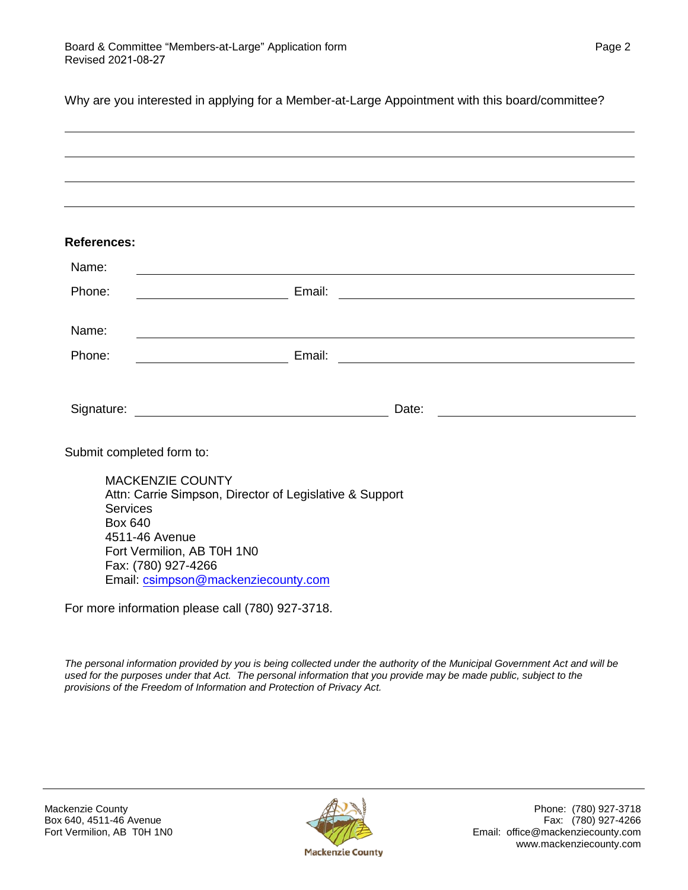Why are you interested in applying for a Member-at-Large Appointment with this board/committee?

\_\_\_\_\_\_\_\_\_\_\_\_\_\_\_\_\_\_\_\_\_\_\_\_\_\_\_\_\_\_\_\_\_\_\_\_\_\_\_\_\_\_\_\_\_\_\_\_\_\_\_\_\_\_\_\_\_\_\_\_

\_\_\_\_\_\_\_\_\_\_\_\_\_\_\_\_\_\_\_\_\_\_\_\_\_\_\_\_\_\_\_\_\_\_\_\_\_\_\_\_\_\_\_\_\_\_\_\_\_\_\_\_\_\_\_\_\_\_\_\_

\_\_\_\_\_\_\_\_\_\_\_\_\_\_\_\_\_\_\_\_\_\_\_\_\_\_\_\_\_\_\_\_\_\_\_\_\_\_\_\_\_\_\_\_\_\_\_\_\_\_\_\_\_\_\_\_\_\_\_\_

\_\_\_\_\_\_\_\_\_\_\_\_\_\_\_\_\_\_\_\_\_\_\_\_\_\_\_\_\_\_\_\_\_\_\_\_\_\_\_\_\_\_\_\_\_\_\_\_\_\_\_\_\_\_\_\_\_\_\_\_

**References:**

Name: \_\_\_\_\_\_\_\_\_\_\_\_\_\_\_\_\_\_\_\_\_\_\_\_\_\_\_\_\_\_\_\_\_\_\_\_\_\_\_\_\_\_\_\_\_\_\_\_\_\_

Phone: \_\_\_\_\_\_\_\_\_\_\_\_\_\_\_\_\_\_ Email: \_\_\_\_\_\_\_\_\_\_\_\_\_\_\_\_\_\_\_\_\_\_\_\_\_\_\_\_\_\_\_\_\_\_

Name: \_\_\_\_\_\_\_\_\_\_\_\_\_\_\_\_\_\_\_\_\_\_\_\_\_\_\_\_\_\_\_\_\_\_\_\_\_\_\_\_\_\_\_\_\_\_\_\_\_\_

Phone: \_\_\_\_\_\_\_\_\_\_\_\_\_\_\_\_\_\_ Email: \_\_\_\_\_\_\_\_\_\_\_\_\_\_\_\_\_\_\_\_\_\_\_\_\_\_\_\_\_\_\_\_\_\_

Signature: \_\_\_\_\_\_\_\_\_\_\_\_\_\_\_\_\_\_\_\_\_\_\_\_\_\_\_\_\_\_ Date: \_\_\_\_\_\_\_\_\_\_\_\_\_\_\_\_\_\_\_\_\_\_

Submit completed form to:

MACKENZIE COUNTY
Attn: Carrie Simpson, Director of Legislative & Support Services
Box 640
4511-46 Avenue
Fort Vermilion, AB T0H 1N0
Fax: (780) 927-4266
Email: csimpson@mackenziecounty.com

For more information please call (780) 927-3718.

*The personal information provided by you is being collected under the authority of the Municipal Government Act and will be used for the purposes under that Act. The personal information that you provide may be made public, subject to the provisions of the Freedom of Information and Protection of Privacy Act.*